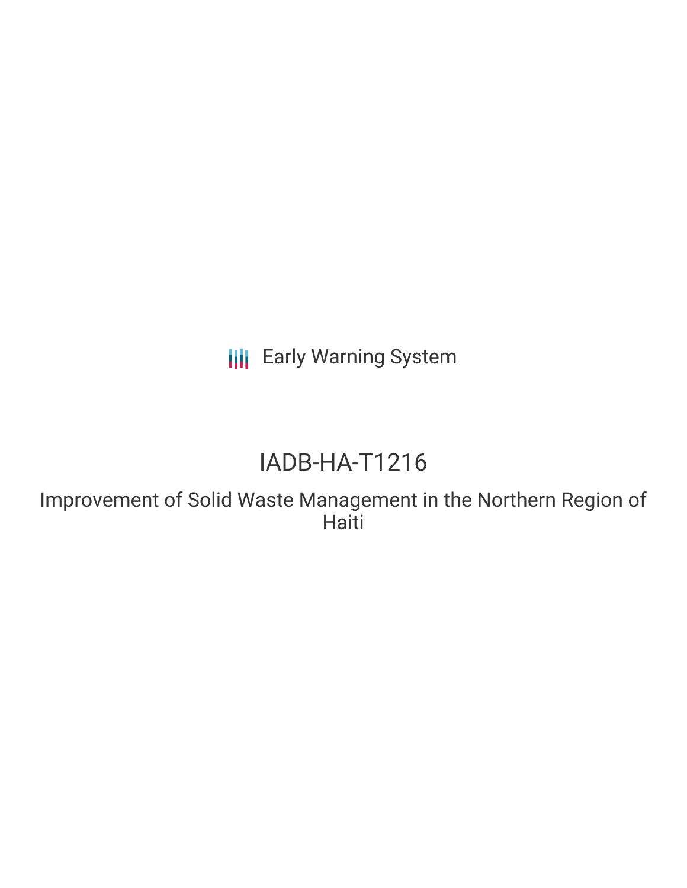Early Warning System

# IADB-HA-T1216

## Improvement of Solid Waste Management in the Northern Region of Haiti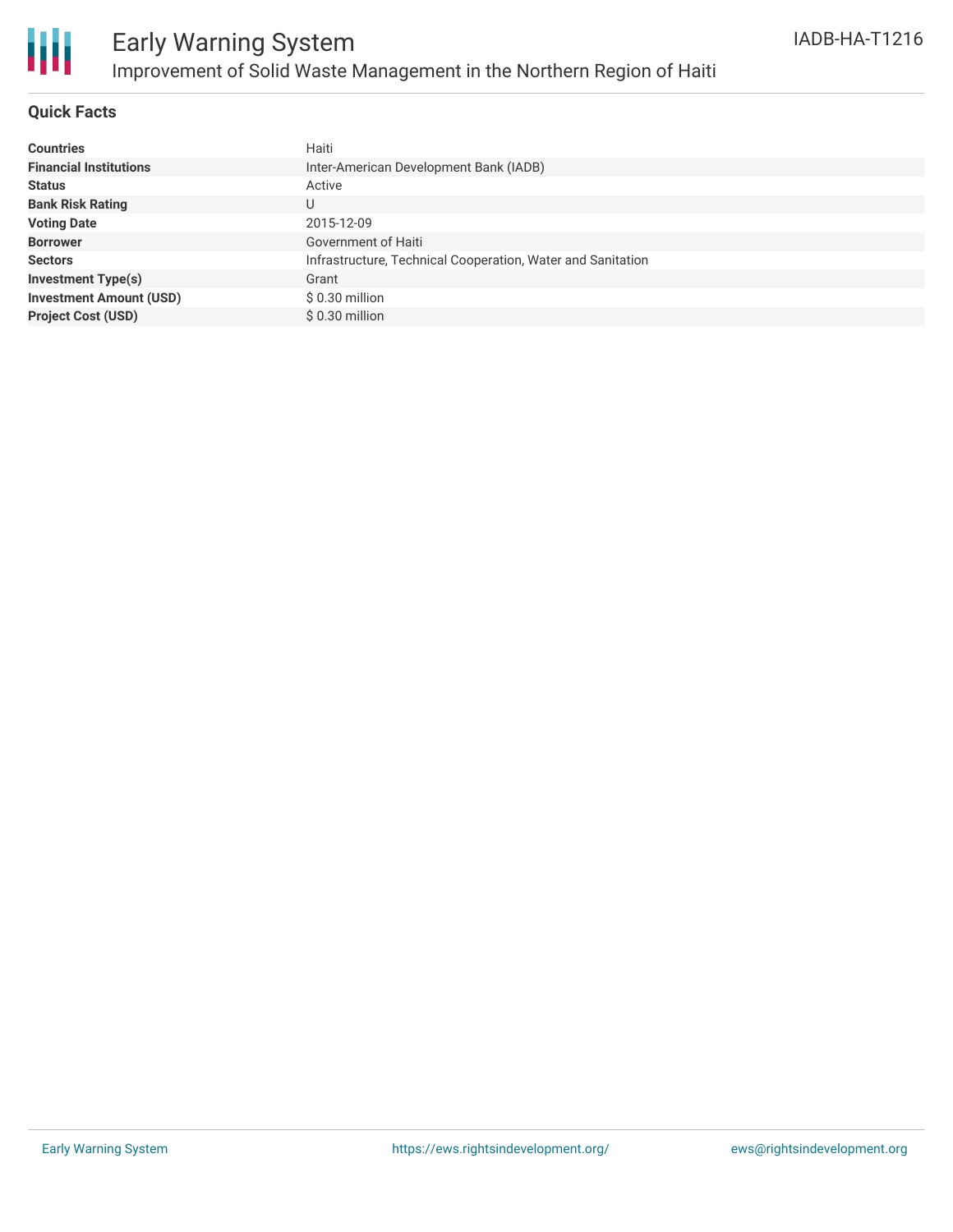# Early Warning System

## Improvement of Solid Waste Management in the Northern Region of Haiti

IADB-HA-T1216

### Quick Facts

| | |
|---|---|
| **Countries** | Haiti |
| **Financial Institutions** | Inter-American Development Bank (IADB) |
| **Status** | Active |
| **Bank Risk Rating** | U |
| **Voting Date** | 2015-12-09 |
| **Borrower** | Government of Haiti |
| **Sectors** | Infrastructure, Technical Cooperation, Water and Sanitation |
| **Investment Type(s)** | Grant |
| **Investment Amount (USD)** | $ 0.30 million |
| **Project Cost (USD)** | $ 0.30 million |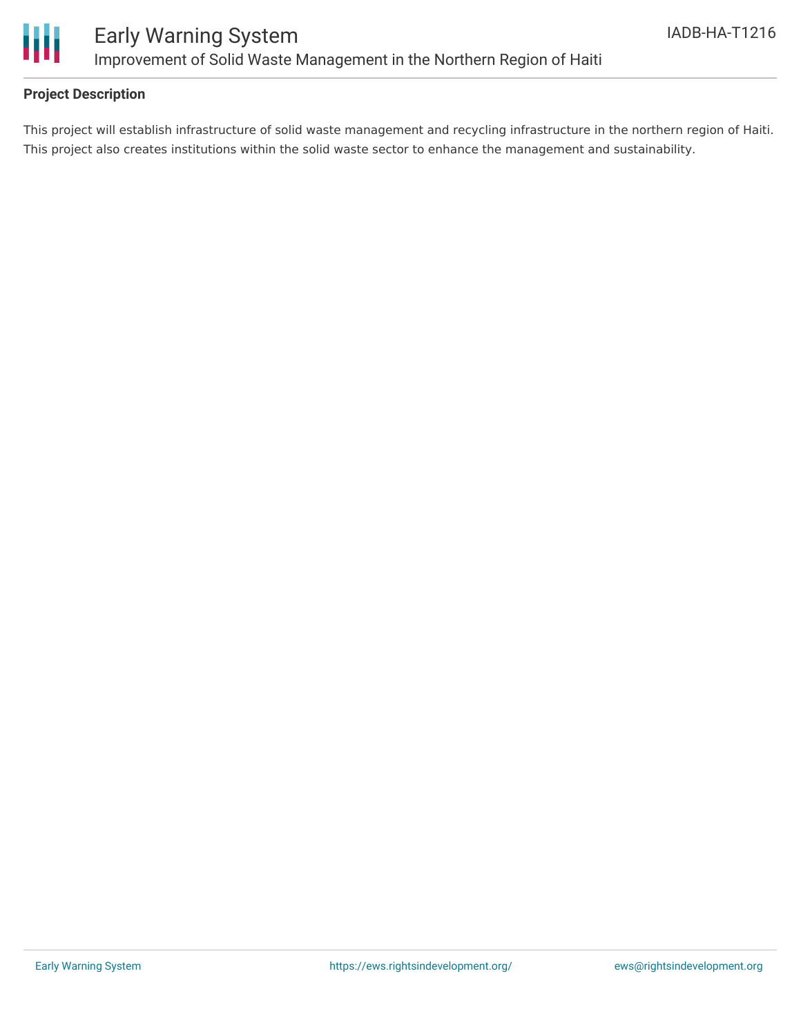## Project Description

This project will establish infrastructure of solid waste management and recycling infrastructure in the northern region of Haiti. This project also creates institutions within the solid waste sector to enhance the management and sustainability.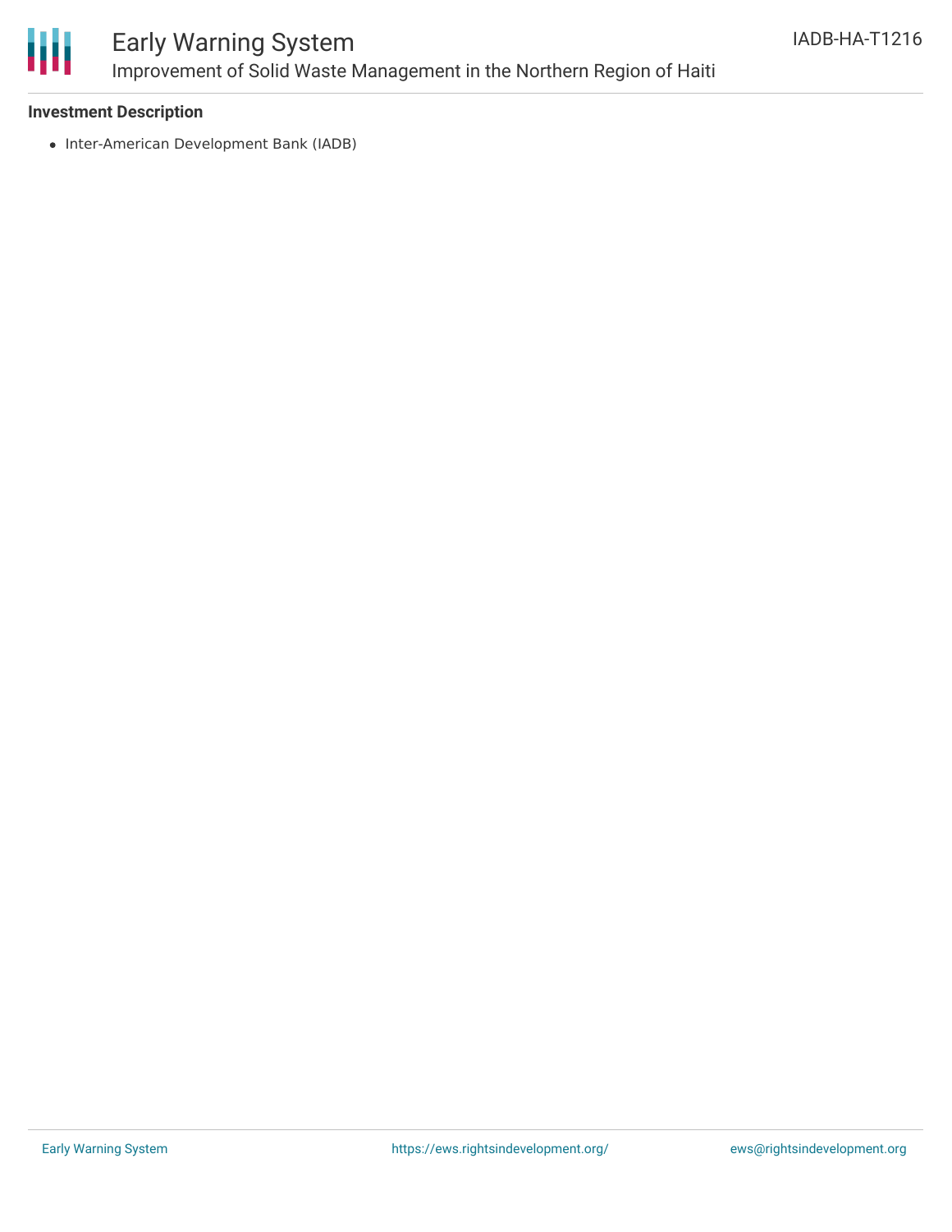### Investment Description

- Inter-American Development Bank (IADB)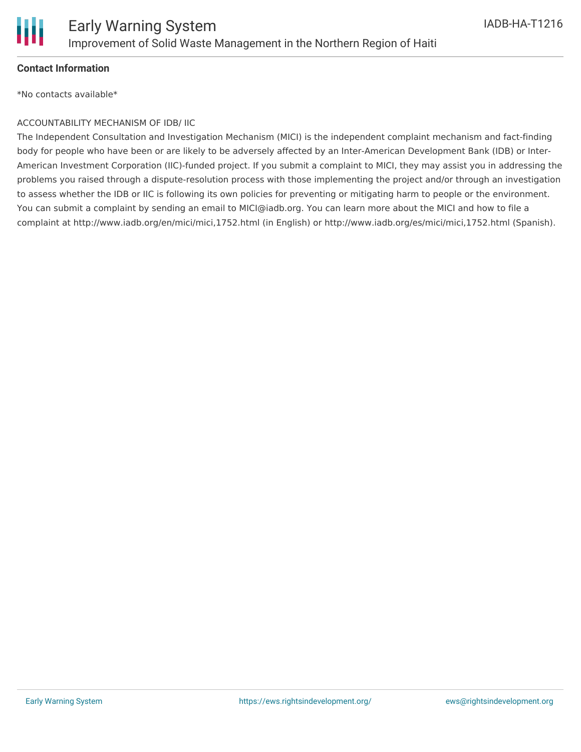**Contact Information**

*No contacts available*

ACCOUNTABILITY MECHANISM OF IDB/ IIC

The Independent Consultation and Investigation Mechanism (MICI) is the independent complaint mechanism and fact-finding body for people who have been or are likely to be adversely affected by an Inter-American Development Bank (IDB) or Inter-American Investment Corporation (IIC)-funded project. If you submit a complaint to MICI, they may assist you in addressing the problems you raised through a dispute-resolution process with those implementing the project and/or through an investigation to assess whether the IDB or IIC is following its own policies for preventing or mitigating harm to people or the environment. You can submit a complaint by sending an email to MICI@iadb.org. You can learn more about the MICI and how to file a complaint at http://www.iadb.org/en/mici/mici,1752.html (in English) or http://www.iadb.org/es/mici/mici,1752.html (Spanish).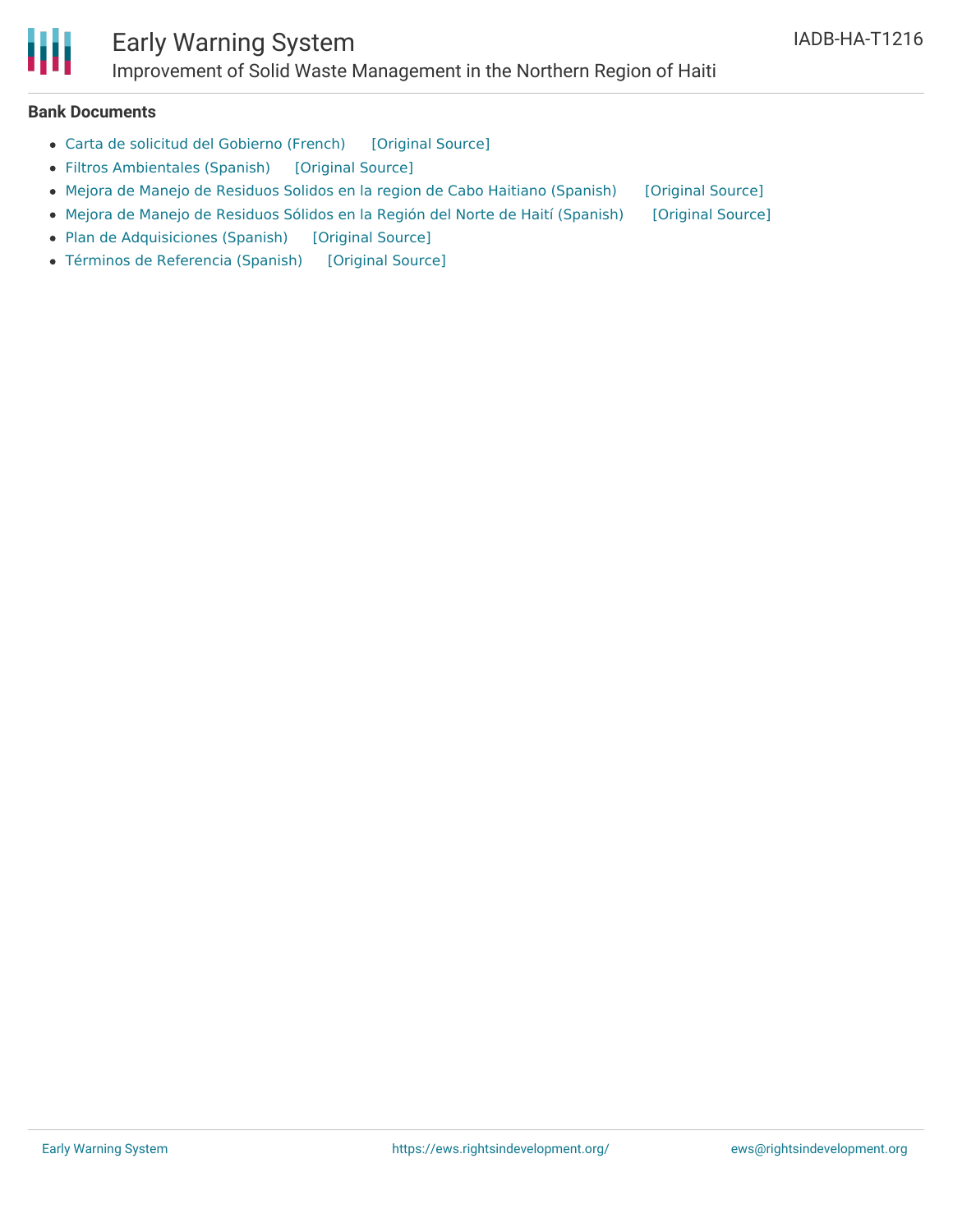**Bank Documents**

- Carta de solicitud del Gobierno (French) [Original Source]
- Filtros Ambientales (Spanish) [Original Source]
- Mejora de Manejo de Residuos Solidos en la region de Cabo Haitiano (Spanish) [Original Source]
- Mejora de Manejo de Residuos Sólidos en la Región del Norte de Haití (Spanish) [Original Source]
- Plan de Adquisiciones (Spanish) [Original Source]
- Términos de Referencia (Spanish) [Original Source]